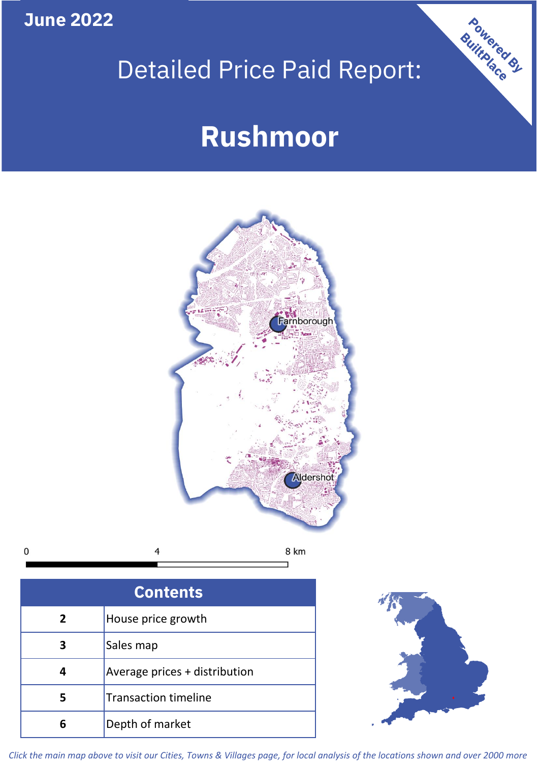June 2022

# Detailed Price Paid Report:

# Rushmoor

Powered By BuiltPlace

Farnborough

Aldershot

0 4 8 km

| Contents | |
|---|---|
| 2 | House price growth |
| 3 | Sales map |
| 4 | Average prices + distribution |
| 5 | Transaction timeline |
| 6 | Depth of market |

*Click the main map above to visit our Cities, Towns & Villages page, for local analysis of the locations shown and over 2000 more*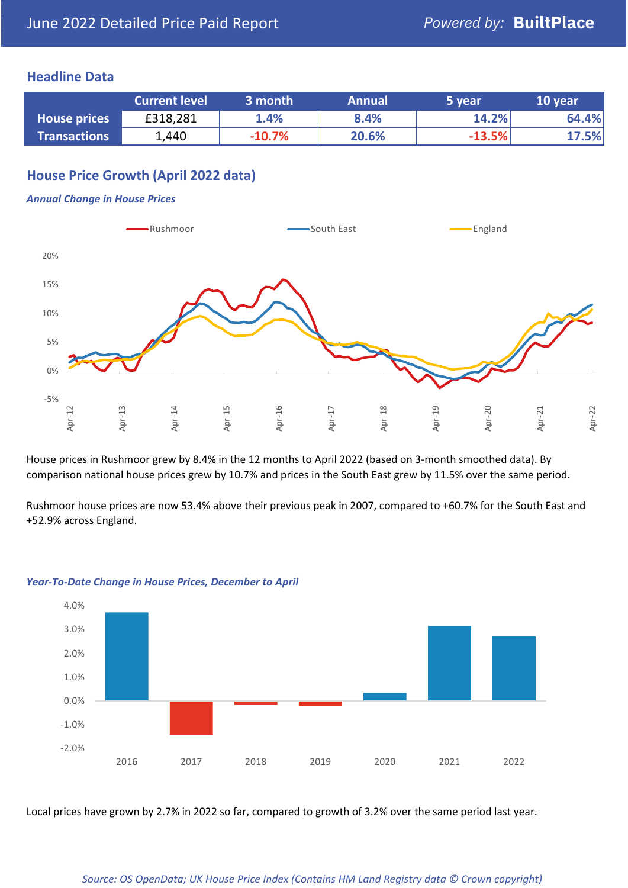# June 2022 Detailed Price Paid Report

Powered by: **BuiltPlace**

## Headline Data

| | Current level | 3 month | Annual | 5 year | 10 year |
|---|---|---|---|---|---|
| **House prices** | £318,281 | 1.4% | 8.4% | 14.2% | 64.4% |
| **Transactions** | 1,440 | -10.7% | 20.6% | -13.5% | 17.5% |

## House Price Growth (April 2022 data)

### *Annual Change in House Prices*

House prices in Rushmoor grew by 8.4% in the 12 months to April 2022 (based on 3-month smoothed data). By comparison national house prices grew by 10.7% and prices in the South East grew by 11.5% over the same period.

Rushmoor house prices are now 53.4% above their previous peak in 2007, compared to +60.7% for the South East and +52.9% across England.

### *Year-To-Date Change in House Prices, December to April*

Local prices have grown by 2.7% in 2022 so far, compared to growth of 3.2% over the same period last year.

*Source: OS OpenData; UK House Price Index (Contains HM Land Registry data © Crown copyright)*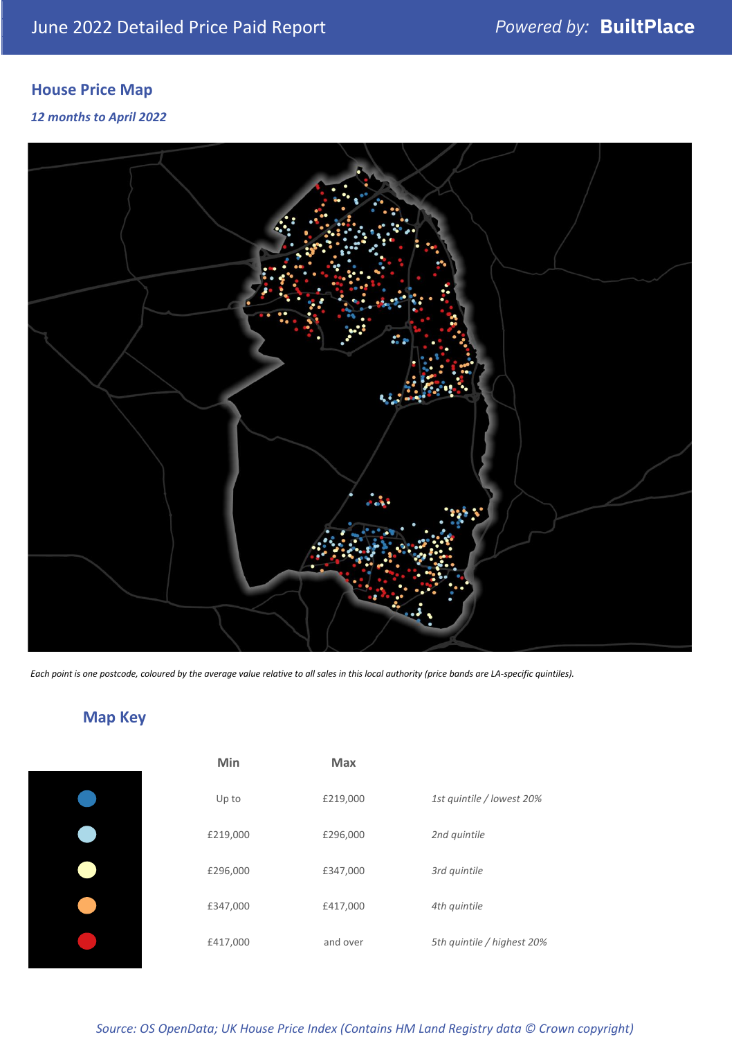## House Price Map

*12 months to April 2022*

*Each point is one postcode, coloured by the average value relative to all sales in this local authority (price bands are LA-specific quintiles).*

## Map Key

| | Min | Max | |
|---|---|---|---|
| | Up to | £219,000 | *1st quintile / lowest 20%* |
| | £219,000 | £296,000 | *2nd quintile* |
| | £296,000 | £347,000 | *3rd quintile* |
| | £347,000 | £417,000 | *4th quintile* |
| | £417,000 | and over | *5th quintile / highest 20%* |

*Source: OS OpenData; UK House Price Index (Contains HM Land Registry data © Crown copyright)*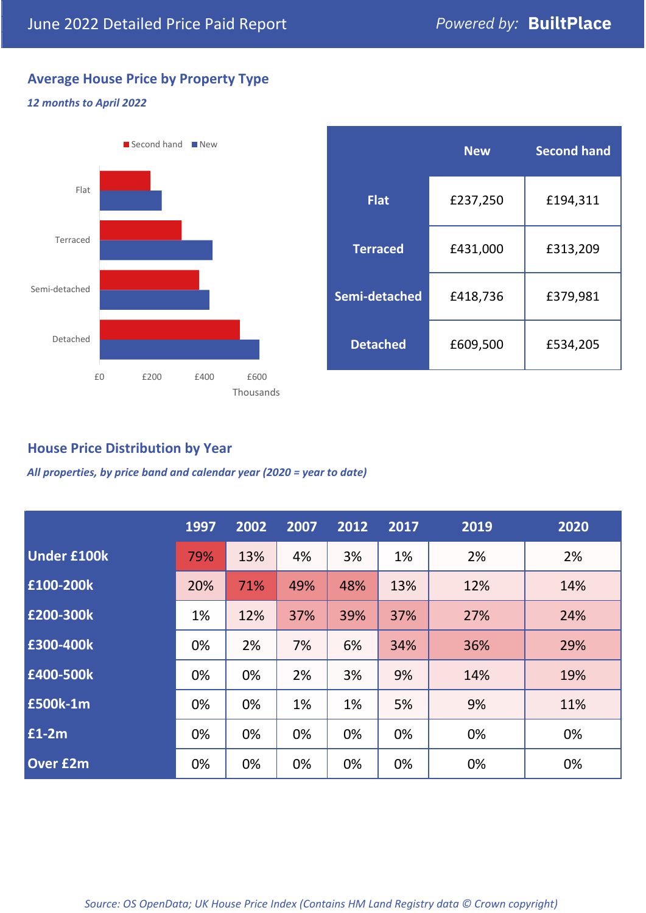June 2022 Detailed Price Paid Report

*Powered by:* **BuiltPlace**

## Average House Price by Property Type

***12 months to April 2022***

Second hand ■ New ■

Flat

Terraced

Semi-detached

Detached

£0 £200 £400 £600

Thousands

| | New | Second hand |
|---|---|---|
| **Flat** | £237,250 | £194,311 |
| **Terraced** | £431,000 | £313,209 |
| **Semi-detached** | £418,736 | £379,981 |
| **Detached** | £609,500 | £534,205 |

## House Price Distribution by Year

***All properties, by price band and calendar year (2020 = year to date)***

| | 1997 | 2002 | 2007 | 2012 | 2017 | 2019 | 2020 |
|---|---|---|---|---|---|---|---|
| **Under £100k** | 79% | 13% | 4% | 3% | 1% | 2% | 2% |
| **£100-200k** | 20% | 71% | 49% | 48% | 13% | 12% | 14% |
| **£200-300k** | 1% | 12% | 37% | 39% | 37% | 27% | 24% |
| **£300-400k** | 0% | 2% | 7% | 6% | 34% | 36% | 29% |
| **£400-500k** | 0% | 0% | 2% | 3% | 9% | 14% | 19% |
| **£500k-1m** | 0% | 0% | 1% | 1% | 5% | 9% | 11% |
| **£1-2m** | 0% | 0% | 0% | 0% | 0% | 0% | 0% |
| **Over £2m** | 0% | 0% | 0% | 0% | 0% | 0% | 0% |

*Source: OS OpenData; UK House Price Index (Contains HM Land Registry data © Crown copyright)*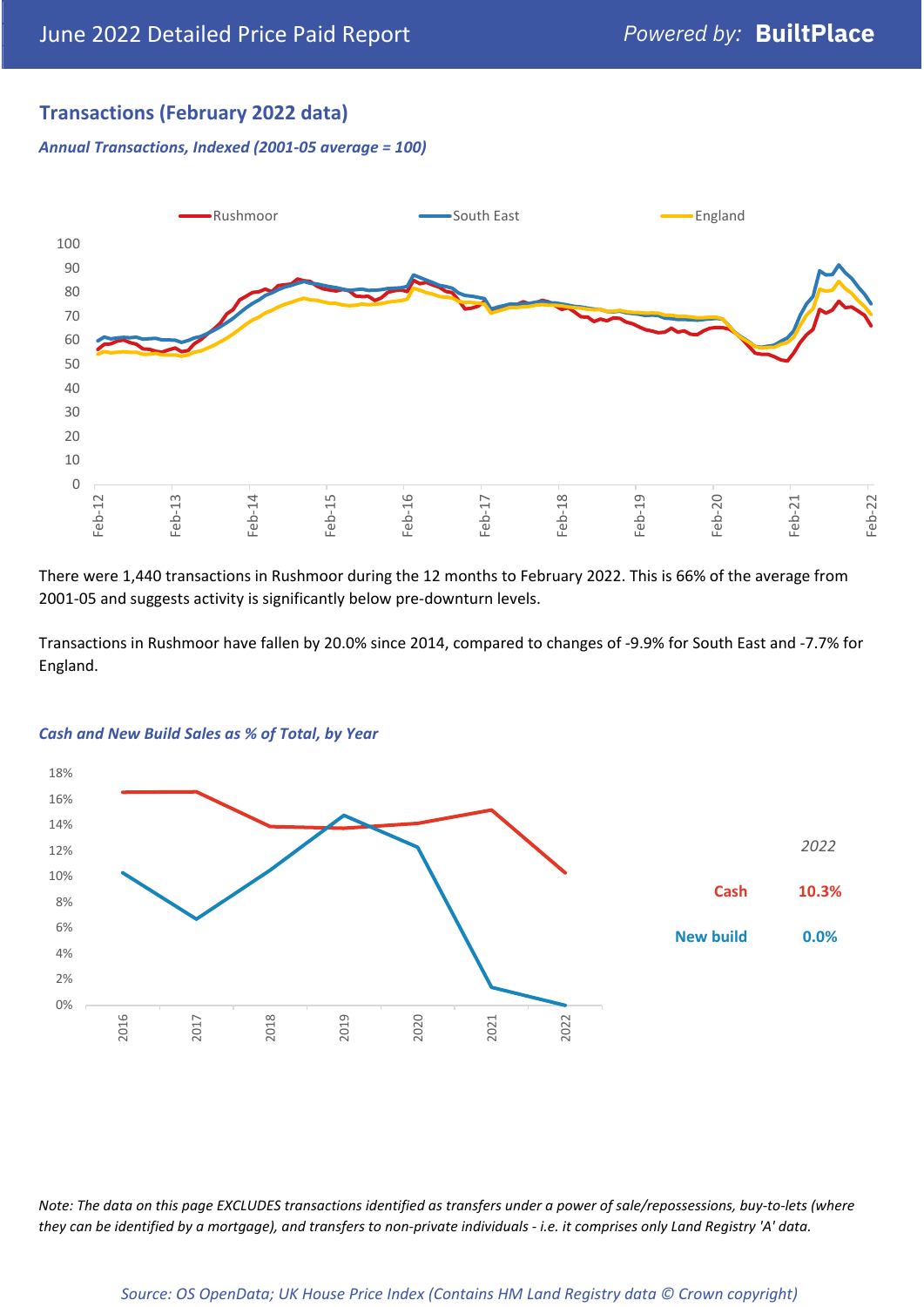## Transactions (February 2022 data)

*Annual Transactions, Indexed (2001-05 average = 100)*

There were 1,440 transactions in Rushmoor during the 12 months to February 2022. This is 66% of the average from 2001-05 and suggests activity is significantly below pre-downturn levels.

Transactions in Rushmoor have fallen by 20.0% since 2014, compared to changes of -9.9% for South East and -7.7% for England.

*Cash and New Build Sales as % of Total, by Year*

| | 2022 |
|---|---|
| Cash | 10.3% |
| New build | 0.0% |

*Note: The data on this page EXCLUDES transactions identified as transfers under a power of sale/repossessions, buy-to-lets (where they can be identified by a mortgage), and transfers to non-private individuals - i.e. it comprises only Land Registry 'A' data.*

*Source: OS OpenData; UK House Price Index (Contains HM Land Registry data © Crown copyright)*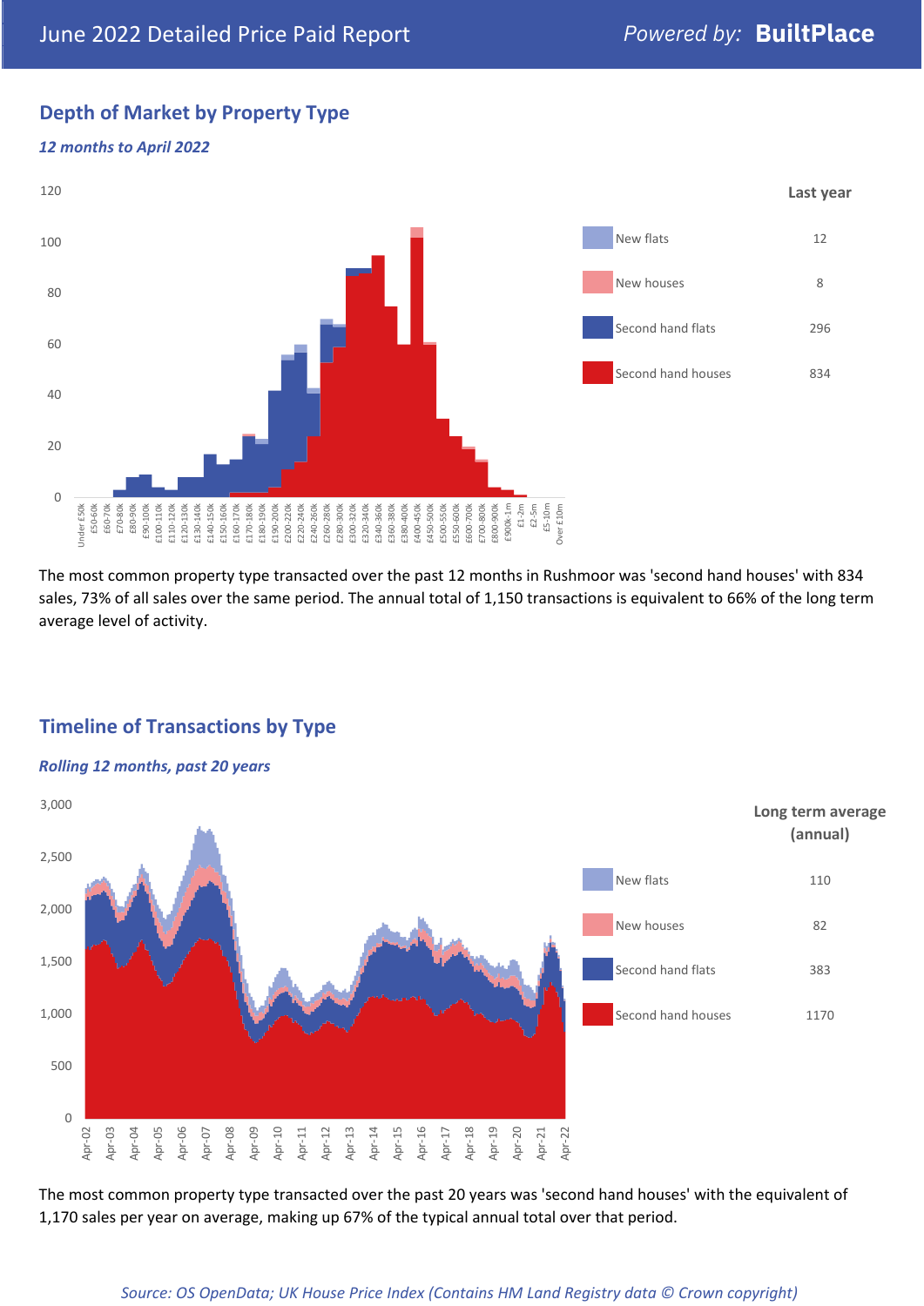June 2022 Detailed Price Paid Report

*Powered by:* **BuiltPlace**

## Depth of Market by Property Type

***12 months to April 2022***

120
100
80
60
40
20
0

Under £50k
£50-60k
£60-70k
£70-80k
£80-90k
£90-100k
£100-110k
£110-120k
£120-130k
£130-140k
£140-150k
£150-160k
£160-170k
£170-180k
£180-190k
£190-200k
£200-220k
£220-240k
£240-260k
£260-280k
£280-300k
£300-320k
£320-340k
£340-360k
£360-380k
£380-400k
£400-450k
£450-500k
£500-550k
£550-600k
£600-700k
£700-800k
£800-900k
£900k-1m
£1-2m
£2-5m
£5-10m
Over £10m

**Last year**

New flats 12

New houses 8

Second hand flats 296

Second hand houses 834

The most common property type transacted over the past 12 months in Rushmoor was 'second hand houses' with 834 sales, 73% of all sales over the same period. The annual total of 1,150 transactions is equivalent to 66% of the long term average level of activity.

## Timeline of Transactions by Type

***Rolling 12 months, past 20 years***

3,000
2,500
2,000
1,500
1,000
500
0

Apr-02
Apr-03
Apr-04
Apr-05
Apr-06
Apr-07
Apr-08
Apr-09
Apr-10
Apr-11
Apr-12
Apr-13
Apr-14
Apr-15
Apr-16
Apr-17
Apr-18
Apr-19
Apr-20
Apr-21
Apr-22

**Long term average (annual)**

New flats 110

New houses 82

Second hand flats 383

Second hand houses 1170

The most common property type transacted over the past 20 years was 'second hand houses' with the equivalent of 1,170 sales per year on average, making up 67% of the typical annual total over that period.

*Source: OS OpenData; UK House Price Index (Contains HM Land Registry data © Crown copyright)*